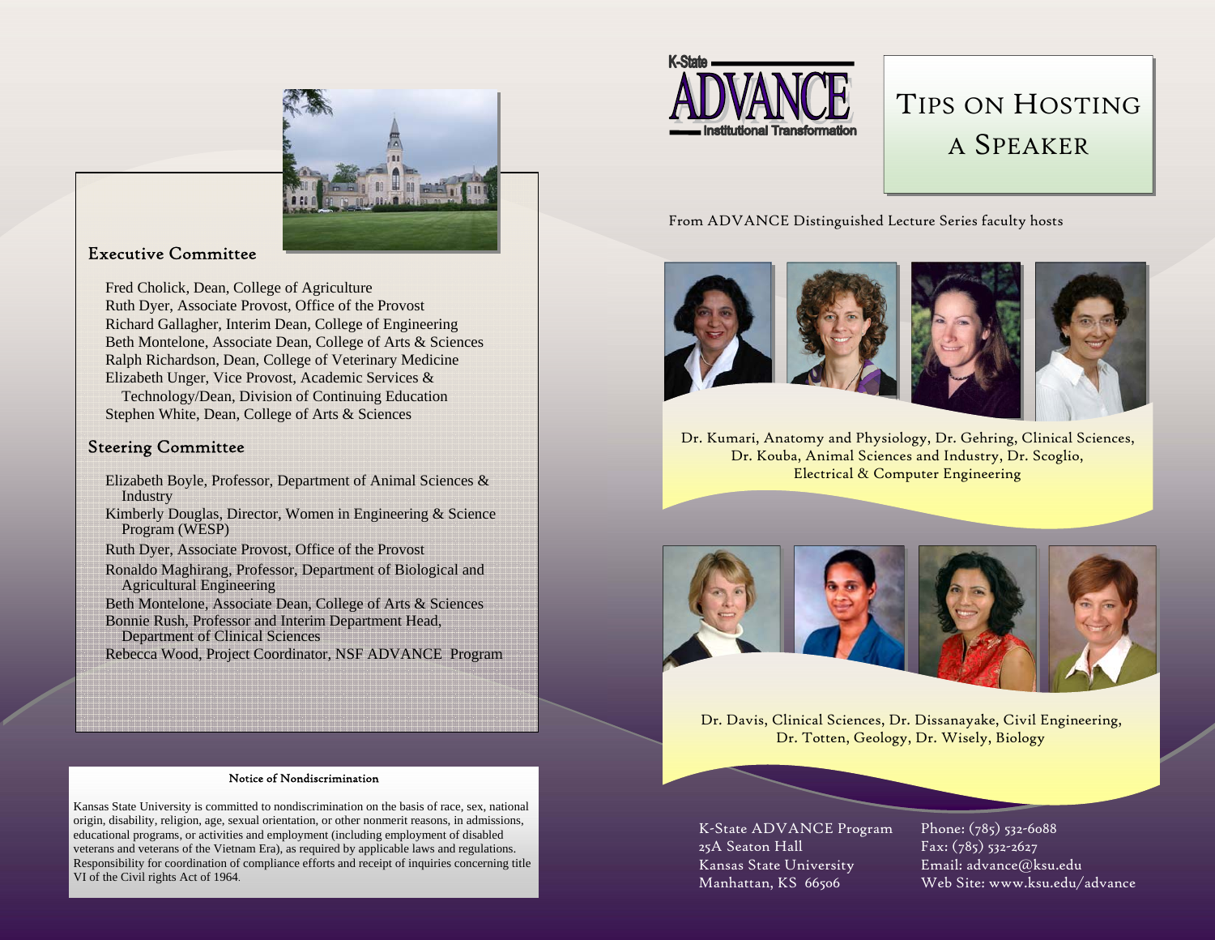## Executive Committee

Fred Cholick, Dean, College of Agriculture
Ruth Dyer, Associate Provost, Office of the Provost
Richard Gallagher, Interim Dean, College of Engineering
Beth Montelone, Associate Dean, College of Arts & Sciences
Ralph Richardson, Dean, College of Veterinary Medicine
Elizabeth Unger, Vice Provost, Academic Services & Technology/Dean, Division of Continuing Education
Stephen White, Dean, College of Arts & Sciences

## Steering Committee

Elizabeth Boyle, Professor, Department of Animal Sciences & Industry
Kimberly Douglas, Director, Women in Engineering & Science Program (WESP)
Ruth Dyer, Associate Provost, Office of the Provost
Ronaldo Maghirang, Professor, Department of Biological and Agricultural Engineering
Beth Montelone, Associate Dean, College of Arts & Sciences
Bonnie Rush, Professor and Interim Department Head, Department of Clinical Sciences
Rebecca Wood, Project Coordinator, NSF ADVANCE Program

### Notice of Nondiscrimination

Kansas State University is committed to nondiscrimination on the basis of race, sex, national origin, disability, religion, age, sexual orientation, or other nonmerit reasons, in admissions, educational programs, or activities and employment (including employment of disabled veterans and veterans of the Vietnam Era), as required by applicable laws and regulations. Responsibility for coordination of compliance efforts and receipt of inquiries concerning title VI of the Civil rights Act of 1964.

K-State ADVANCE Institutional Transformation

# Tips on Hosting a Speaker

From ADVANCE Distinguished Lecture Series faculty hosts

Dr. Kumari, Anatomy and Physiology, Dr. Gehring, Clinical Sciences, Dr. Kouba, Animal Sciences and Industry, Dr. Scoglio, Electrical & Computer Engineering

Dr. Davis, Clinical Sciences, Dr. Dissanayake, Civil Engineering, Dr. Totten, Geology, Dr. Wisely, Biology

K-State ADVANCE Program
25A Seaton Hall
Kansas State University
Manhattan, KS 66506

Phone: (785) 532-6088
Fax: (785) 532-2627
Email: advance@ksu.edu
Web Site: www.ksu.edu/advance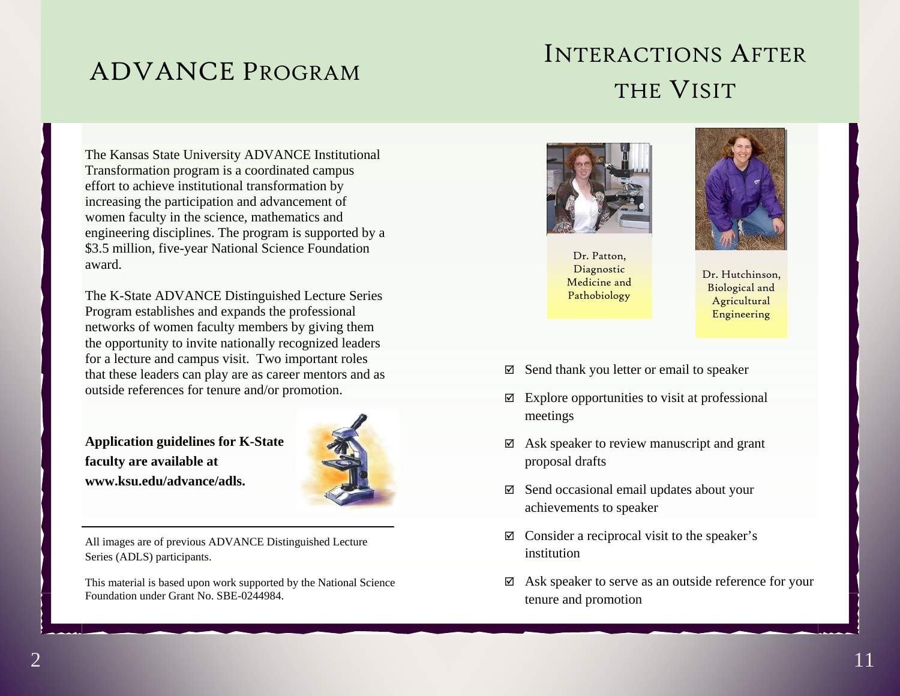# ADVANCE Program

The Kansas State University ADVANCE Institutional Transformation program is a coordinated campus effort to achieve institutional transformation by increasing the participation and advancement of women faculty in the science, mathematics and engineering disciplines. The program is supported by a $3.5 million, five-year National Science Foundation award.

The K-State ADVANCE Distinguished Lecture Series Program establishes and expands the professional networks of women faculty members by giving them the opportunity to invite nationally recognized leaders for a lecture and campus visit. Two important roles that these leaders can play are as career mentors and as outside references for tenure and/or promotion.

**Application guidelines for K-State faculty are available at www.ksu.edu/advance/adls.**

All images are of previous ADVANCE Distinguished Lecture Series (ADLS) participants.

This material is based upon work supported by the National Science Foundation under Grant No. SBE-0244984.

# Interactions After the Visit

Dr. Patton, Diagnostic Medicine and Pathobiology

Dr. Hutchinson, Biological and Agricultural Engineering

- ☑ Send thank you letter or email to speaker
- ☑ Explore opportunities to visit at professional meetings
- ☑ Ask speaker to review manuscript and grant proposal drafts
- ☑ Send occasional email updates about your achievements to speaker
- ☑ Consider a reciprocal visit to the speaker's institution
- ☑ Ask speaker to serve as an outside reference for your tenure and promotion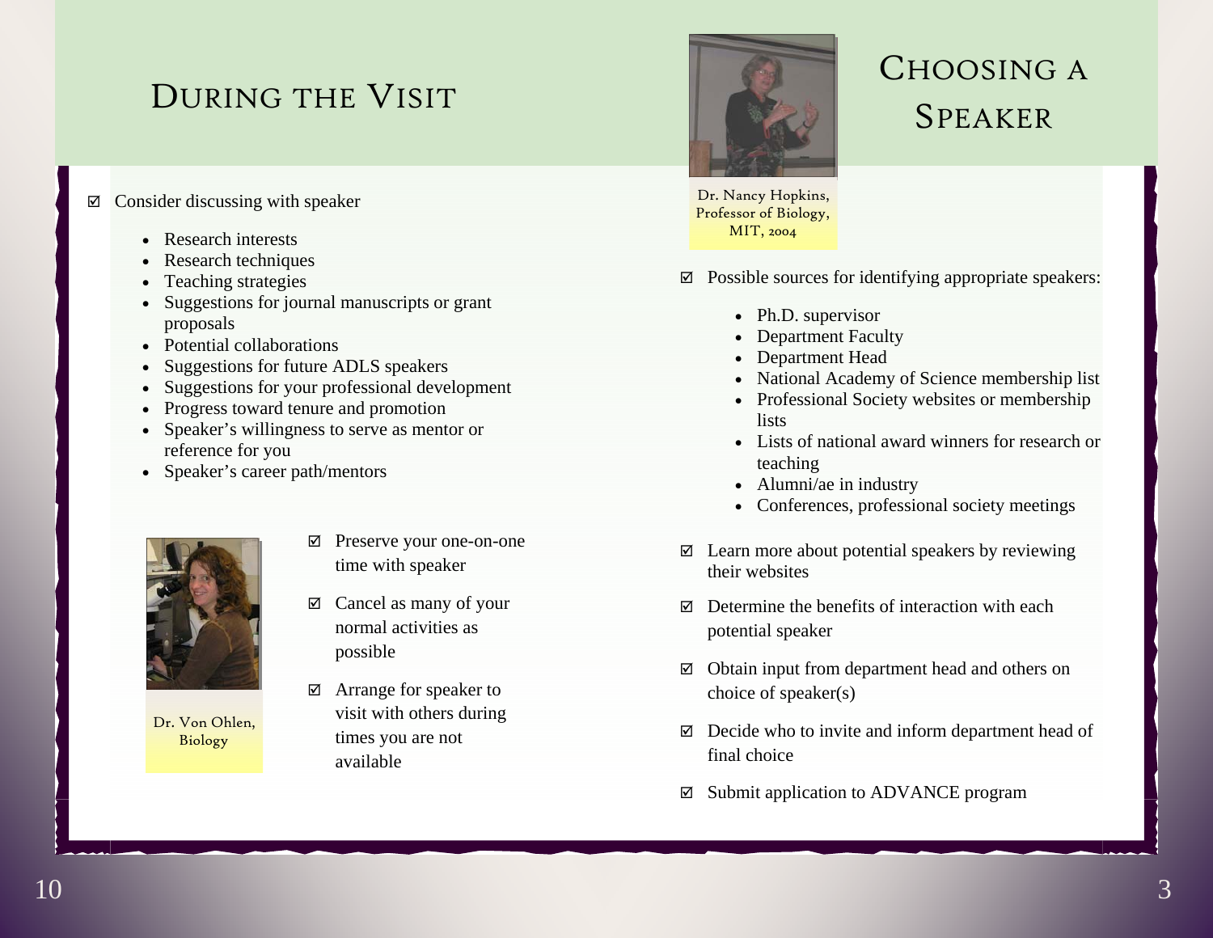## During the Visit

☑ Consider discussing with speaker

- Research interests
- Research techniques
- Teaching strategies
- Suggestions for journal manuscripts or grant proposals
- Potential collaborations
- Suggestions for future ADLS speakers
- Suggestions for your professional development
- Progress toward tenure and promotion
- Speaker's willingness to serve as mentor or reference for you
- Speaker's career path/mentors

Dr. Von Ohlen, Biology

☑ Preserve your one-on-one time with speaker

☑ Cancel as many of your normal activities as possible

☑ Arrange for speaker to visit with others during times you are not available

## Choosing a Speaker

Dr. Nancy Hopkins, Professor of Biology, MIT, 2004

☑ Possible sources for identifying appropriate speakers:

- Ph.D. supervisor
- Department Faculty
- Department Head
- National Academy of Science membership list
- Professional Society websites or membership lists
- Lists of national award winners for research or teaching
- Alumni/ae in industry
- Conferences, professional society meetings

☑ Learn more about potential speakers by reviewing their websites

☑ Determine the benefits of interaction with each potential speaker

☑ Obtain input from department head and others on choice of speaker(s)

☑ Decide who to invite and inform department head of final choice

☑ Submit application to ADVANCE program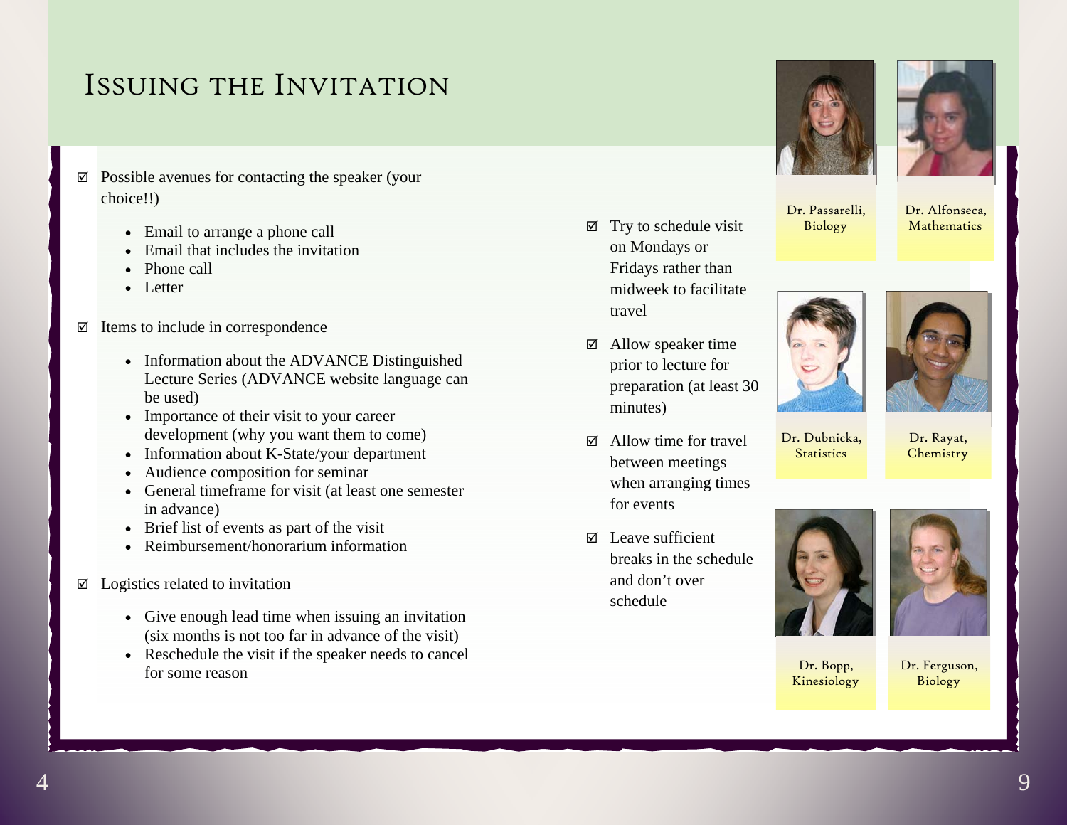# Issuing the Invitation

☑ Possible avenues for contacting the speaker (your choice!!)

- Email to arrange a phone call
- Email that includes the invitation
- Phone call
- Letter

☑ Items to include in correspondence

- Information about the ADVANCE Distinguished Lecture Series (ADVANCE website language can be used)
- Importance of their visit to your career development (why you want them to come)
- Information about K-State/your department
- Audience composition for seminar
- General timeframe for visit (at least one semester in advance)
- Brief list of events as part of the visit
- Reimbursement/honorarium information

☑ Logistics related to invitation

- Give enough lead time when issuing an invitation (six months is not too far in advance of the visit)
- Reschedule the visit if the speaker needs to cancel for some reason

☑ Try to schedule visit on Mondays or Fridays rather than midweek to facilitate travel

☑ Allow speaker time prior to lecture for preparation (at least 30 minutes)

☑ Allow time for travel between meetings when arranging times for events

☑ Leave sufficient breaks in the schedule and don't over schedule

Dr. Passarelli, Biology

Dr. Alfonseca, Mathematics

Dr. Dubnicka, Statistics

Dr. Rayat, Chemistry

Dr. Bopp, Kinesiology

Dr. Ferguson, Biology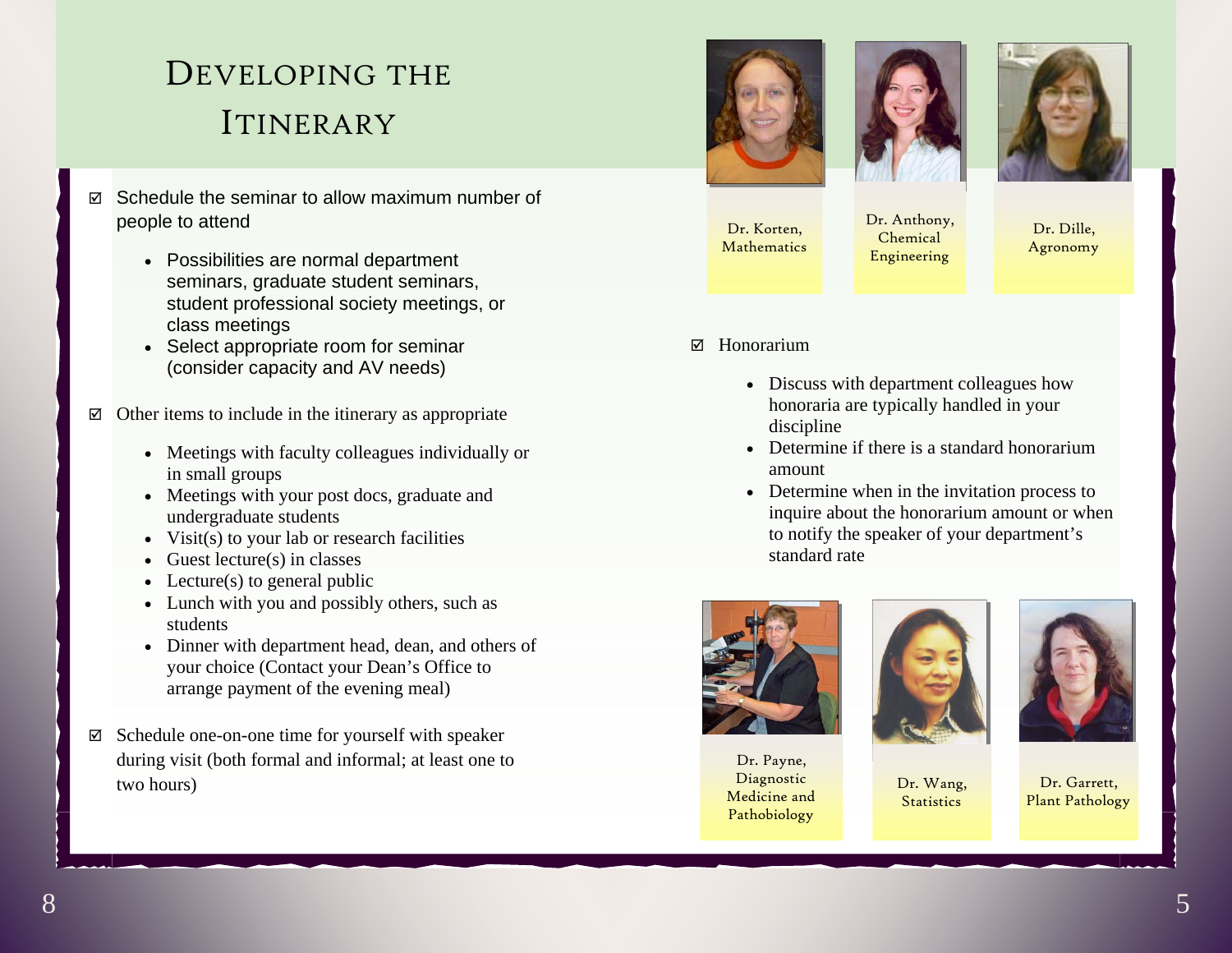# Developing the Itinerary

- ☑ Schedule the seminar to allow maximum number of people to attend
  - Possibilities are normal department seminars, graduate student seminars, student professional society meetings, or class meetings
  - Select appropriate room for seminar (consider capacity and AV needs)
- ☑ Other items to include in the itinerary as appropriate
  - Meetings with faculty colleagues individually or in small groups
  - Meetings with your post docs, graduate and undergraduate students
  - Visit(s) to your lab or research facilities
  - Guest lecture(s) in classes
  - Lecture(s) to general public
  - Lunch with you and possibly others, such as students
  - Dinner with department head, dean, and others of your choice (Contact your Dean's Office to arrange payment of the evening meal)
- ☑ Schedule one-on-one time for yourself with speaker during visit (both formal and informal; at least one to two hours)

Dr. Korten, Mathematics

Dr. Anthony, Chemical Engineering

Dr. Dille, Agronomy

- ☑ Honorarium
  - Discuss with department colleagues how honoraria are typically handled in your discipline
  - Determine if there is a standard honorarium amount
  - Determine when in the invitation process to inquire about the honorarium amount or when to notify the speaker of your department's standard rate

Dr. Payne, Diagnostic Medicine and Pathobiology

Dr. Wang, Statistics

Dr. Garrett, Plant Pathology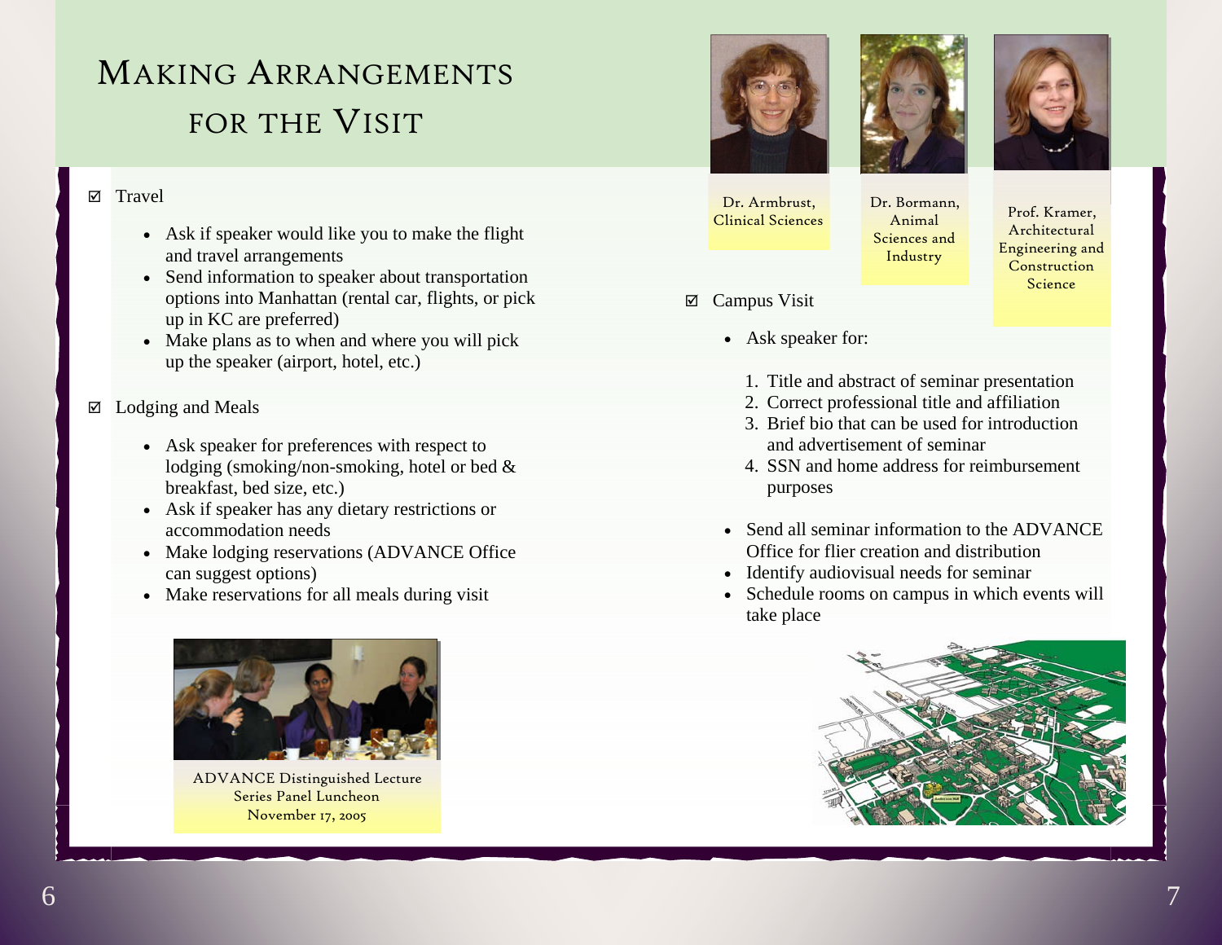# Making Arrangements for the Visit

☑ Travel

- Ask if speaker would like you to make the flight and travel arrangements
- Send information to speaker about transportation options into Manhattan (rental car, flights, or pick up in KC are preferred)
- Make plans as to when and where you will pick up the speaker (airport, hotel, etc.)

☑ Lodging and Meals

- Ask speaker for preferences with respect to lodging (smoking/non-smoking, hotel or bed & breakfast, bed size, etc.)
- Ask if speaker has any dietary restrictions or accommodation needs
- Make lodging reservations (ADVANCE Office can suggest options)
- Make reservations for all meals during visit

ADVANCE Distinguished Lecture Series Panel Luncheon November 17, 2005

Dr. Armbrust, Clinical Sciences

Dr. Bormann, Animal Sciences and Industry

Prof. Kramer, Architectural Engineering and Construction Science

☑ Campus Visit

- Ask speaker for:
  1. Title and abstract of seminar presentation
  2. Correct professional title and affiliation
  3. Brief bio that can be used for introduction and advertisement of seminar
  4. SSN and home address for reimbursement purposes
- Send all seminar information to the ADVANCE Office for flier creation and distribution
- Identify audiovisual needs for seminar
- Schedule rooms on campus in which events will take place